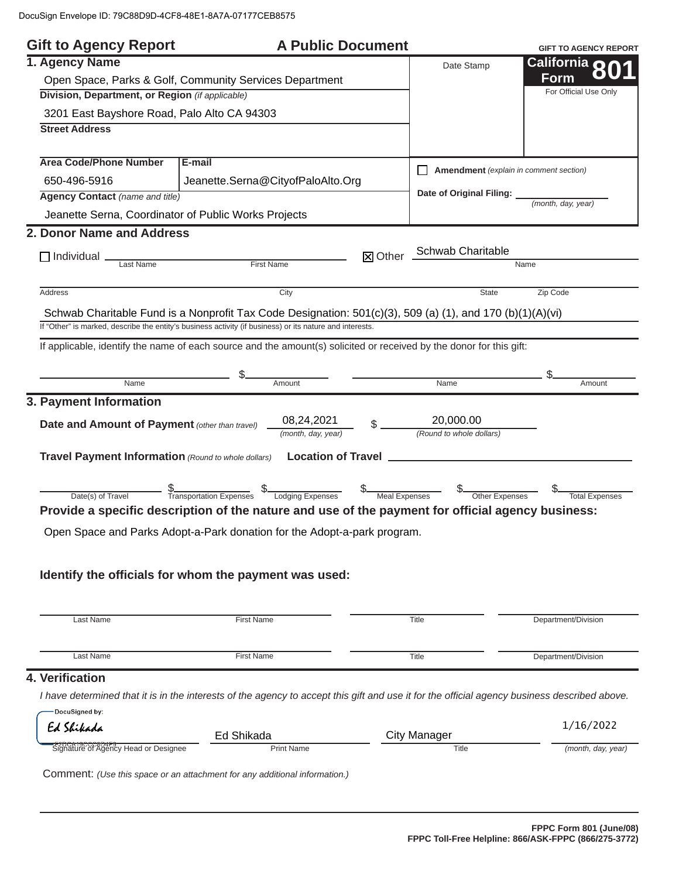DocuSign Envelope ID: 79C88D9D-4CF8-48E1-8A7A-07177CEB8575

# Gift to Agency Report — A Public Document

**GIFT TO AGENCY REPORT**

**California Form 801**

For Official Use Only

Date Stamp

## 1. Agency Name

Open Space, Parks & Golf, Community Services Department

**Division, Department, or Region** *(if applicable)*

3201 East Bayshore Road, Palo Alto CA 94303

**Street Address**

**Area Code/Phone Number**: 650-496-5916

**E-mail**: Jeanette.Serna@CityofPaloAlto.Org

**Agency Contact** *(name and title)*

Jeanette Serna, Coordinator of Public Works Projects

☐ **Amendment** *(explain in comment section)*

**Date of Original Filing:** \_\_\_\_\_\_\_\_\_\_ *(month, day, year)*

## 2. Donor Name and Address

☐ Individual \_\_\_\_\_\_\_\_\_\_ Last Name \_\_\_\_\_\_\_\_\_\_ First Name

☒ Other Schwab Charitable — Name

Address \_\_\_\_\_\_\_\_\_\_ City \_\_\_\_\_\_\_\_\_\_ State \_\_\_\_\_\_\_\_\_\_ Zip Code \_\_\_\_\_\_\_\_\_\_

Schwab Charitable Fund is a Nonprofit Tax Code Designation: 501(c)(3), 509 (a) (1), and 170 (b)(1)(A)(vi)

If "Other" is marked, describe the entity's business activity (if business) or its nature and interests.

If applicable, identify the name of each source and the amount(s) solicited or received by the donor for this gift:

| Name | Amount | Name | Amount |
|---|---|---|---|
| | $ | | $ |

## 3. Payment Information

**Date and Amount of Payment** *(other than travel)*: 08,24,2021 *(month, day, year)* $ 20,000.00 *(Round to whole dollars)*

**Travel Payment Information** *(Round to whole dollars)* **Location of Travel** \_\_\_\_\_\_\_\_\_\_

| Date(s) of Travel | Transportation Expenses | Lodging Expenses | Meal Expenses | Other Expenses | Total Expenses |
|---|---|---|---|---|---|
| | $ | $ | $ | $ | $ |

**Provide a specific description of the nature and use of the payment for official agency business:**

Open Space and Parks Adopt-a-Park donation for the Adopt-a-park program.

**Identify the officials for whom the payment was used:**

| Last Name | First Name | Title | Department/Division |
|---|---|---|---|
| | | | |
| | | | |

## 4. Verification

*I have determined that it is in the interests of the agency to accept this gift and use it for the official agency business described above.*

| Signature of Agency Head or Designee | Print Name | Title | (month, day, year) |
|---|---|---|---|
| DocuSigned by: Ed Shikada | Ed Shikada | City Manager | 1/16/2022 |

Comment: *(Use this space or an attachment for any additional information.)*

**FPPC Form 801 (June/08)**
**FPPC Toll-Free Helpline: 866/ASK-FPPC (866/275-3772)**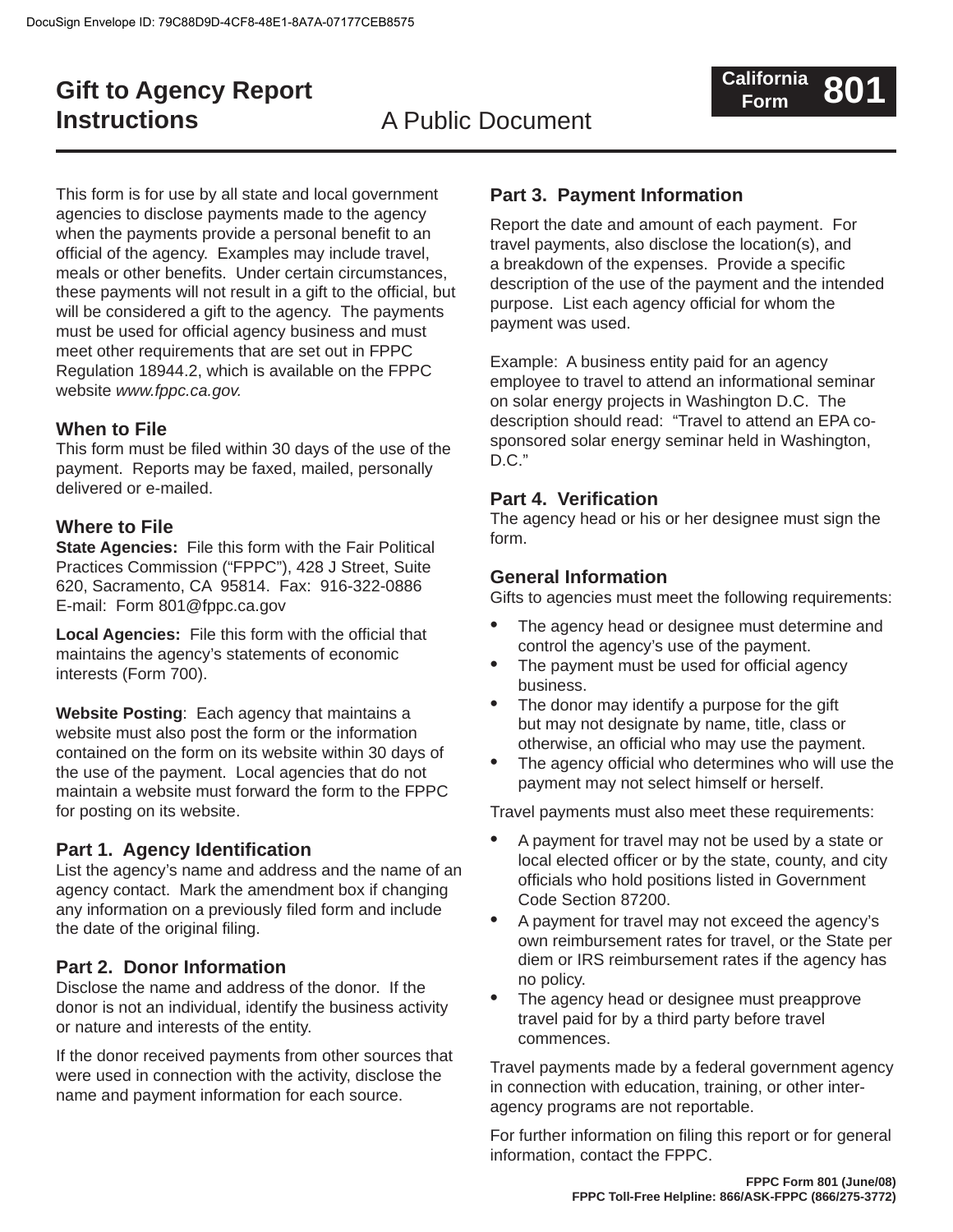# Gift to Agency Report Instructions

A Public Document

**California Form 801**

This form is for use by all state and local government agencies to disclose payments made to the agency when the payments provide a personal benefit to an official of the agency. Examples may include travel, meals or other benefits. Under certain circumstances, these payments will not result in a gift to the official, but will be considered a gift to the agency. The payments must be used for official agency business and must meet other requirements that are set out in FPPC Regulation 18944.2, which is available on the FPPC website *www.fppc.ca.gov.*

## When to File

This form must be filed within 30 days of the use of the payment. Reports may be faxed, mailed, personally delivered or e-mailed.

## Where to File

**State Agencies:** File this form with the Fair Political Practices Commission ("FPPC"), 428 J Street, Suite 620, Sacramento, CA 95814. Fax: 916-322-0886 E-mail: Form 801@fppc.ca.gov

**Local Agencies:** File this form with the official that maintains the agency's statements of economic interests (Form 700).

**Website Posting**: Each agency that maintains a website must also post the form or the information contained on the form on its website within 30 days of the use of the payment. Local agencies that do not maintain a website must forward the form to the FPPC for posting on its website.

## Part 1. Agency Identification

List the agency's name and address and the name of an agency contact. Mark the amendment box if changing any information on a previously filed form and include the date of the original filing.

## Part 2. Donor Information

Disclose the name and address of the donor. If the donor is not an individual, identify the business activity or nature and interests of the entity.

If the donor received payments from other sources that were used in connection with the activity, disclose the name and payment information for each source.

## Part 3. Payment Information

Report the date and amount of each payment. For travel payments, also disclose the location(s), and a breakdown of the expenses. Provide a specific description of the use of the payment and the intended purpose. List each agency official for whom the payment was used.

Example: A business entity paid for an agency employee to travel to attend an informational seminar on solar energy projects in Washington D.C. The description should read: "Travel to attend an EPA co-sponsored solar energy seminar held in Washington, D.C."

## Part 4. Verification

The agency head or his or her designee must sign the form.

## General Information

Gifts to agencies must meet the following requirements:

- The agency head or designee must determine and control the agency's use of the payment.
- The payment must be used for official agency business.
- The donor may identify a purpose for the gift but may not designate by name, title, class or otherwise, an official who may use the payment.
- The agency official who determines who will use the payment may not select himself or herself.

Travel payments must also meet these requirements:

- A payment for travel may not be used by a state or local elected officer or by the state, county, and city officials who hold positions listed in Government Code Section 87200.
- A payment for travel may not exceed the agency's own reimbursement rates for travel, or the State per diem or IRS reimbursement rates if the agency has no policy.
- The agency head or designee must preapprove travel paid for by a third party before travel commences.

Travel payments made by a federal government agency in connection with education, training, or other inter-agency programs are not reportable.

For further information on filing this report or for general information, contact the FPPC.

FPPC Form 801 (June/08)
FPPC Toll-Free Helpline: 866/ASK-FPPC (866/275-3772)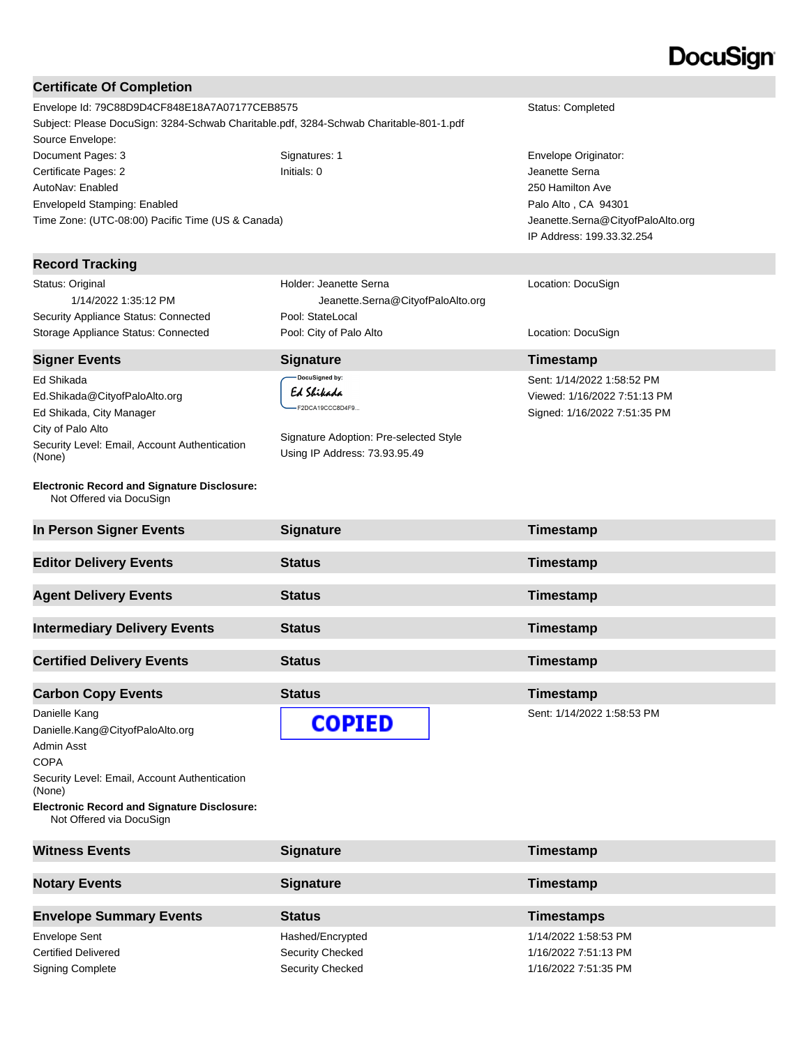DocuSign

## Certificate Of Completion

| | | |
|---|---|---|
| Envelope Id: 79C88D9D4CF848E18A7A07177CEB8575 | | Status: Completed |
| Subject: Please DocuSign: 3284-Schwab Charitable.pdf, 3284-Schwab Charitable-801-1.pdf | | |
| Source Envelope: | | |
| Document Pages: 3 | Signatures: 1 | Envelope Originator: |
| Certificate Pages: 2 | Initials: 0 | Jeanette Serna |
| AutoNav: Enabled | | 250 Hamilton Ave |
| EnvelopeId Stamping: Enabled | | Palo Alto , CA 94301 |
| Time Zone: (UTC-08:00) Pacific Time (US & Canada) | | Jeanette.Serna@CityofPaloAlto.org |
| | | IP Address: 199.33.32.254 |

## Record Tracking

| | | |
|---|---|---|
| Status: Original<br>1/14/2022 1:35:12 PM | Holder: Jeanette Serna<br>Jeanette.Serna@CityofPaloAlto.org | Location: DocuSign |
| Security Appliance Status: Connected | Pool: StateLocal | |
| Storage Appliance Status: Connected | Pool: City of Palo Alto | Location: DocuSign |

| Signer Events | Signature | Timestamp |
|---|---|---|
| Ed Shikada<br>Ed.Shikada@CityofPaloAlto.org<br>Ed Shikada, City Manager<br>City of Palo Alto<br>Security Level: Email, Account Authentication (None) | DocuSigned by: Ed Shikada F2DCA19CCC8D4F9...<br><br>Signature Adoption: Pre-selected Style<br>Using IP Address: 73.93.95.49 | Sent: 1/14/2022 1:58:52 PM<br>Viewed: 1/16/2022 7:51:13 PM<br>Signed: 1/16/2022 7:51:35 PM |

**Electronic Record and Signature Disclosure:**
Not Offered via DocuSign

| In Person Signer Events | Signature | Timestamp |
|---|---|---|

| Editor Delivery Events | Status | Timestamp |
|---|---|---|

| Agent Delivery Events | Status | Timestamp |
|---|---|---|

| Intermediary Delivery Events | Status | Timestamp |
|---|---|---|

| Certified Delivery Events | Status | Timestamp |
|---|---|---|

| Carbon Copy Events | Status | Timestamp |
|---|---|---|
| Danielle Kang<br>Danielle.Kang@CityofPaloAlto.org<br>Admin Asst<br>COPA<br>Security Level: Email, Account Authentication (None) | COPIED | Sent: 1/14/2022 1:58:53 PM |

**Electronic Record and Signature Disclosure:**
Not Offered via DocuSign

| Witness Events | Signature | Timestamp |
|---|---|---|

| Notary Events | Signature | Timestamp |
|---|---|---|

| Envelope Summary Events | Status | Timestamps |
|---|---|---|
| Envelope Sent | Hashed/Encrypted | 1/14/2022 1:58:53 PM |
| Certified Delivered | Security Checked | 1/16/2022 7:51:13 PM |
| Signing Complete | Security Checked | 1/16/2022 7:51:35 PM |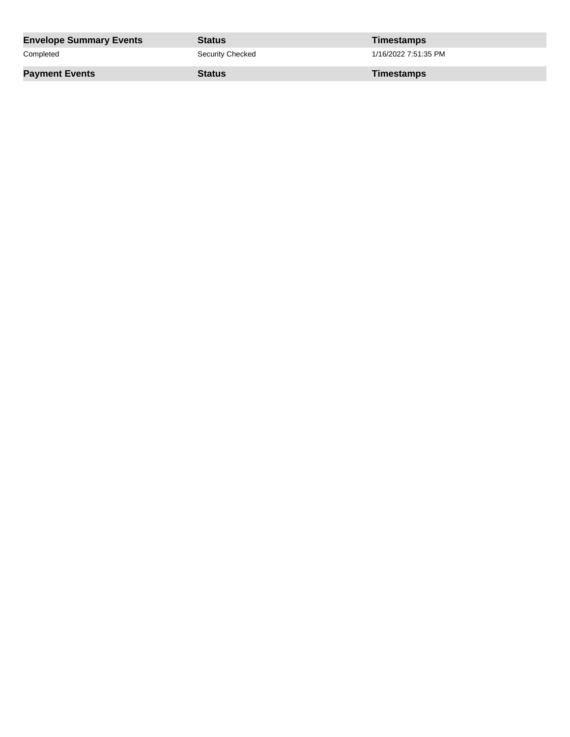| Envelope Summary Events | Status | Timestamps |
| --- | --- | --- |
| Completed | Security Checked | 1/16/2022 7:51:35 PM |

| Payment Events | Status | Timestamps |
| --- | --- | --- |